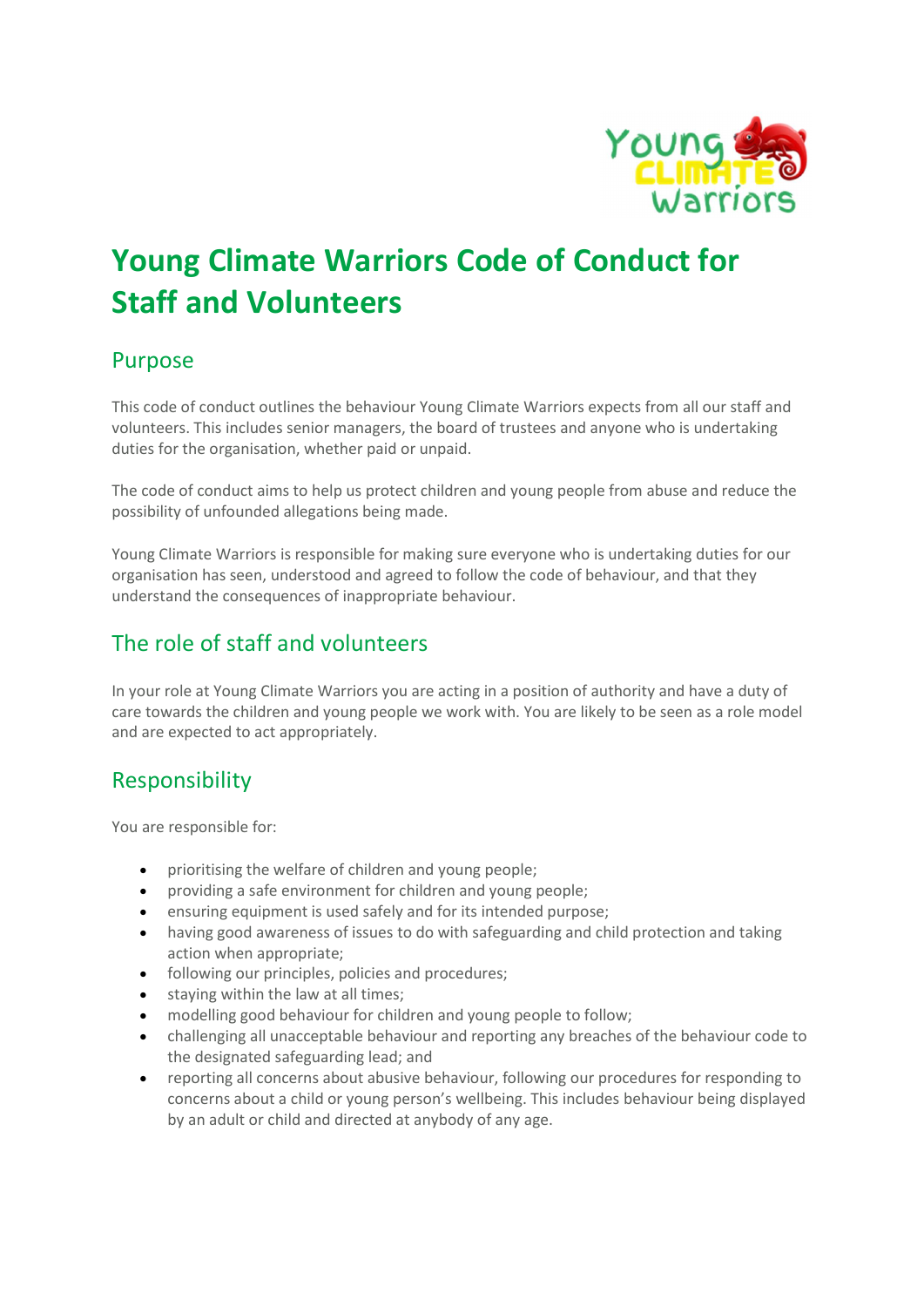# Young Climate Warriors Code of Conduct for Staff and Volunteers

## Purpose

This code of conduct outlines the behaviour Young Climate Warriors expects from all our staff and volunteers. This includes senior managers, the board of trustees and anyone who is undertaking duties for the organisation, whether paid or unpaid.

The code of conduct aims to help us protect children and young people from abuse and reduce the possibility of unfounded allegations being made.

Young Climate Warriors is responsible for making sure everyone who is undertaking duties for our organisation has seen, understood and agreed to follow the code of behaviour, and that they understand the consequences of inappropriate behaviour.

## The role of staff and volunteers

In your role at Young Climate Warriors you are acting in a position of authority and have a duty of care towards the children and young people we work with. You are likely to be seen as a role model and are expected to act appropriately.

## Responsibility

You are responsible for:

- prioritising the welfare of children and young people;
- providing a safe environment for children and young people;
- ensuring equipment is used safely and for its intended purpose;
- having good awareness of issues to do with safeguarding and child protection and taking action when appropriate;
- following our principles, policies and procedures;
- staying within the law at all times;
- modelling good behaviour for children and young people to follow;
- challenging all unacceptable behaviour and reporting any breaches of the behaviour code to the designated safeguarding lead; and
- reporting all concerns about abusive behaviour, following our procedures for responding to concerns about a child or young person's wellbeing. This includes behaviour being displayed by an adult or child and directed at anybody of any age.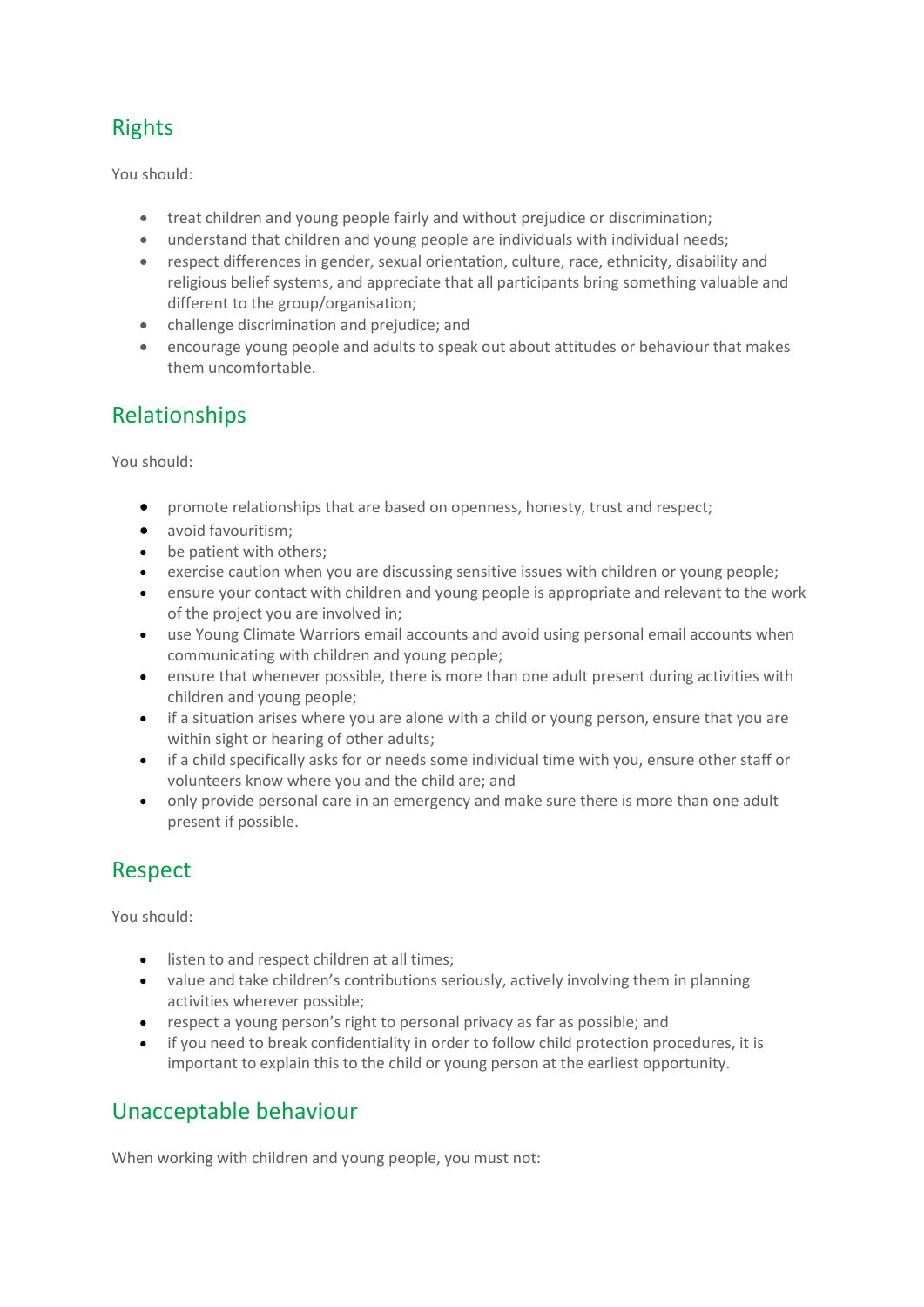## Rights

You should:

- treat children and young people fairly and without prejudice or discrimination;
- understand that children and young people are individuals with individual needs;
- respect differences in gender, sexual orientation, culture, race, ethnicity, disability and religious belief systems, and appreciate that all participants bring something valuable and different to the group/organisation;
- challenge discrimination and prejudice; and
- encourage young people and adults to speak out about attitudes or behaviour that makes them uncomfortable.

## Relationships

You should:

- promote relationships that are based on openness, honesty, trust and respect;
- avoid favouritism;
- be patient with others;
- exercise caution when you are discussing sensitive issues with children or young people;
- ensure your contact with children and young people is appropriate and relevant to the work of the project you are involved in;
- use Young Climate Warriors email accounts and avoid using personal email accounts when communicating with children and young people;
- ensure that whenever possible, there is more than one adult present during activities with children and young people;
- if a situation arises where you are alone with a child or young person, ensure that you are within sight or hearing of other adults;
- if a child specifically asks for or needs some individual time with you, ensure other staff or volunteers know where you and the child are; and
- only provide personal care in an emergency and make sure there is more than one adult present if possible.

## Respect

You should:

- listen to and respect children at all times;
- value and take children's contributions seriously, actively involving them in planning activities wherever possible;
- respect a young person's right to personal privacy as far as possible; and
- if you need to break confidentiality in order to follow child protection procedures, it is important to explain this to the child or young person at the earliest opportunity.

## Unacceptable behaviour

When working with children and young people, you must not: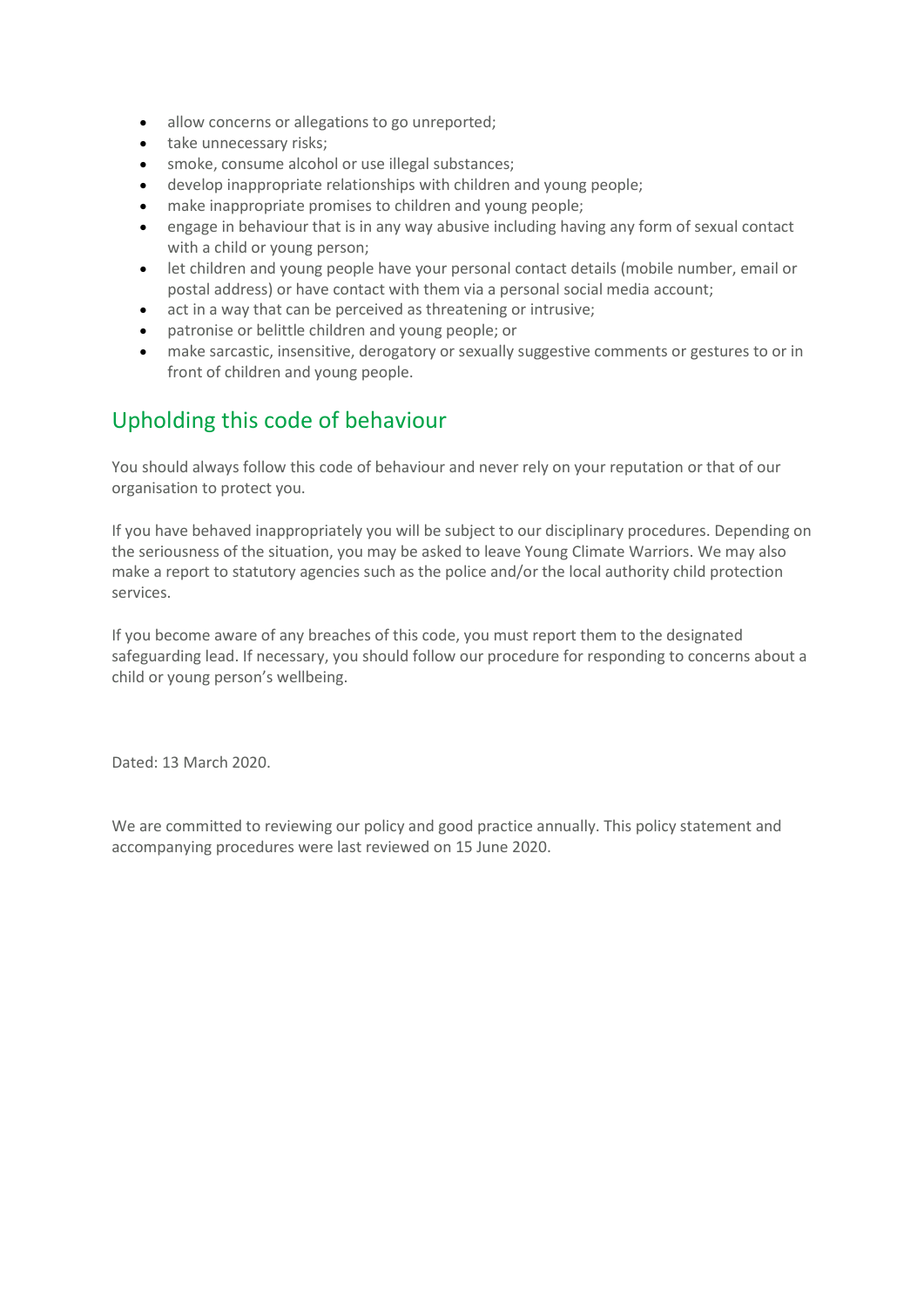- allow concerns or allegations to go unreported;
- take unnecessary risks;
- smoke, consume alcohol or use illegal substances;
- develop inappropriate relationships with children and young people;
- make inappropriate promises to children and young people;
- engage in behaviour that is in any way abusive including having any form of sexual contact with a child or young person;
- let children and young people have your personal contact details (mobile number, email or postal address) or have contact with them via a personal social media account;
- act in a way that can be perceived as threatening or intrusive;
- patronise or belittle children and young people; or
- make sarcastic, insensitive, derogatory or sexually suggestive comments or gestures to or in front of children and young people.

## Upholding this code of behaviour

You should always follow this code of behaviour and never rely on your reputation or that of our organisation to protect you.

If you have behaved inappropriately you will be subject to our disciplinary procedures. Depending on the seriousness of the situation, you may be asked to leave Young Climate Warriors. We may also make a report to statutory agencies such as the police and/or the local authority child protection services.

If you become aware of any breaches of this code, you must report them to the designated safeguarding lead. If necessary, you should follow our procedure for responding to concerns about a child or young person's wellbeing.

Dated: 13 March 2020.

We are committed to reviewing our policy and good practice annually. This policy statement and accompanying procedures were last reviewed on 15 June 2020.